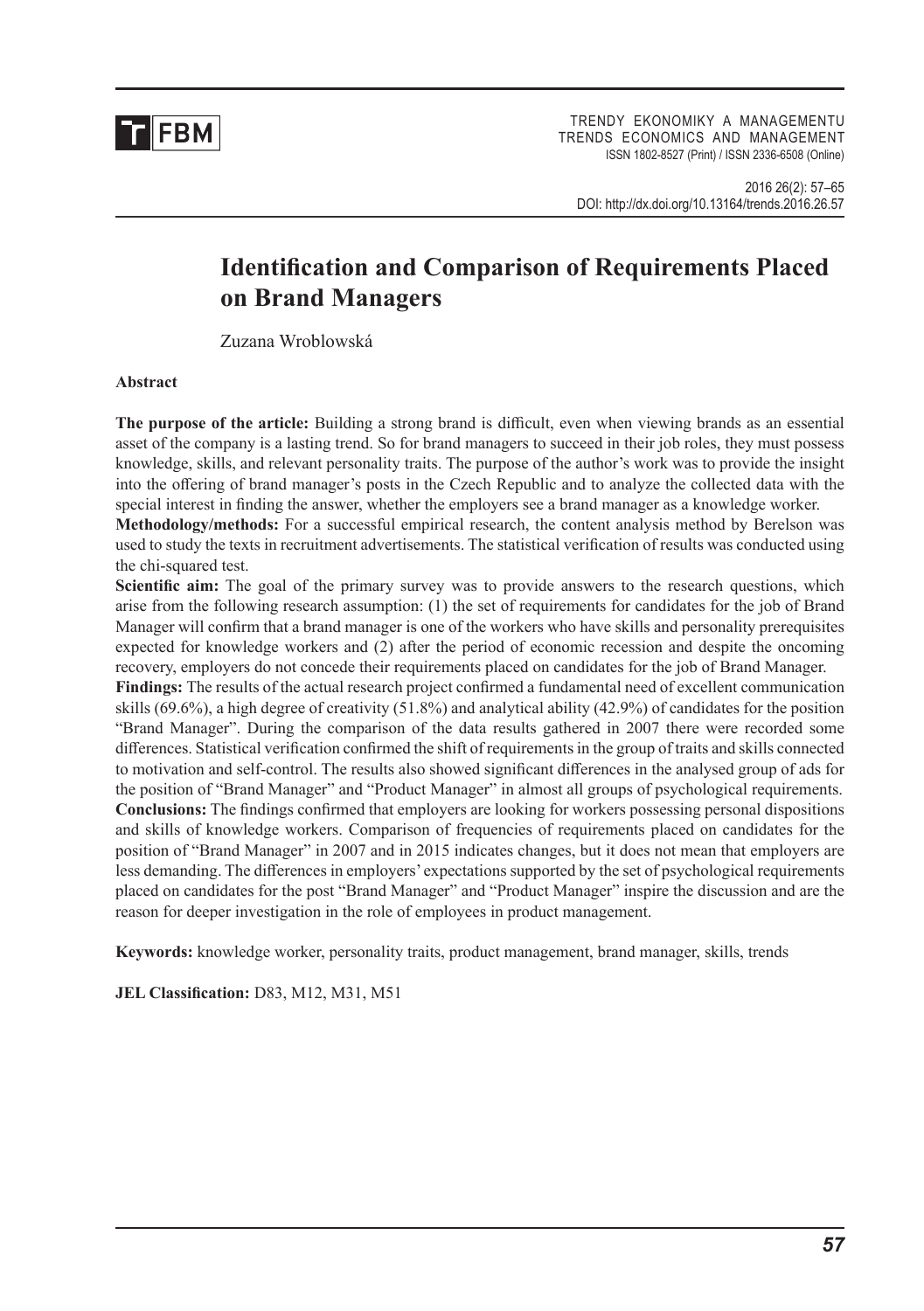# Identification and Comparison of Requirements Placed on Brand Managers

Zuzana Wroblowská

**Abstract**

**The purpose of the article:** Building a strong brand is difficult, even when viewing brands as an essential asset of the company is a lasting trend. So for brand managers to succeed in their job roles, they must possess knowledge, skills, and relevant personality traits. The purpose of the author's work was to provide the insight into the offering of brand manager's posts in the Czech Republic and to analyze the collected data with the special interest in finding the answer, whether the employers see a brand manager as a knowledge worker.

**Methodology/methods:** For a successful empirical research, the content analysis method by Berelson was used to study the texts in recruitment advertisements. The statistical verification of results was conducted using the chi-squared test.

**Scientific aim:** The goal of the primary survey was to provide answers to the research questions, which arise from the following research assumption: (1) the set of requirements for candidates for the job of Brand Manager will confirm that a brand manager is one of the workers who have skills and personality prerequisites expected for knowledge workers and (2) after the period of economic recession and despite the oncoming recovery, employers do not concede their requirements placed on candidates for the job of Brand Manager.

**Findings:** The results of the actual research project confirmed a fundamental need of excellent communication skills (69.6%), a high degree of creativity (51.8%) and analytical ability (42.9%) of candidates for the position "Brand Manager". During the comparison of the data results gathered in 2007 there were recorded some differences. Statistical verification confirmed the shift of requirements in the group of traits and skills connected to motivation and self-control. The results also showed significant differences in the analysed group of ads for the position of "Brand Manager" and "Product Manager" in almost all groups of psychological requirements.

**Conclusions:** The findings confirmed that employers are looking for workers possessing personal dispositions and skills of knowledge workers. Comparison of frequencies of requirements placed on candidates for the position of "Brand Manager" in 2007 and in 2015 indicates changes, but it does not mean that employers are less demanding. The differences in employers' expectations supported by the set of psychological requirements placed on candidates for the post "Brand Manager" and "Product Manager" inspire the discussion and are the reason for deeper investigation in the role of employees in product management.

**Keywords:** knowledge worker, personality traits, product management, brand manager, skills, trends

**JEL Classification:** D83, M12, M31, M51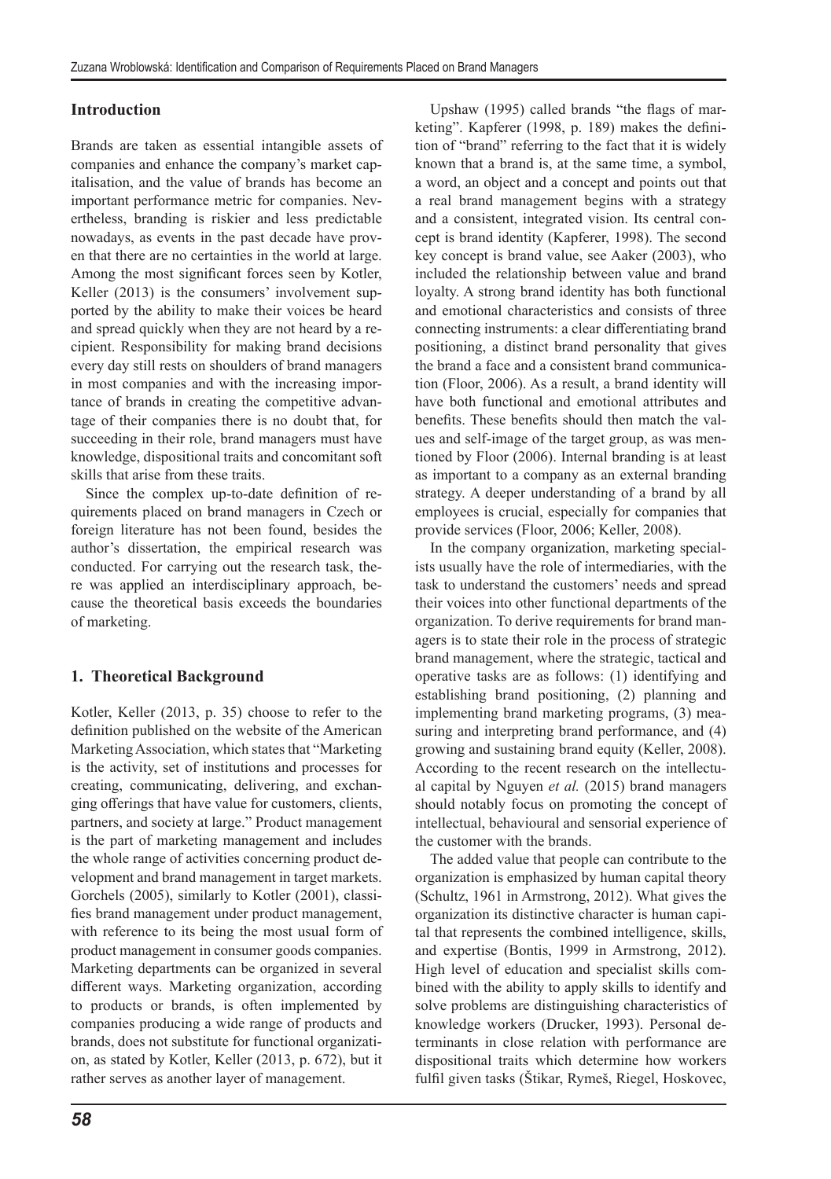## Introduction

Brands are taken as essential intangible assets of companies and enhance the company's market capitalisation, and the value of brands has become an important performance metric for companies. Nevertheless, branding is riskier and less predictable nowadays, as events in the past decade have proven that there are no certainties in the world at large. Among the most significant forces seen by Kotler, Keller (2013) is the consumers' involvement supported by the ability to make their voices be heard and spread quickly when they are not heard by a recipient. Responsibility for making brand decisions every day still rests on shoulders of brand managers in most companies and with the increasing importance of brands in creating the competitive advantage of their companies there is no doubt that, for succeeding in their role, brand managers must have knowledge, dispositional traits and concomitant soft skills that arise from these traits.

Since the complex up-to-date definition of requirements placed on brand managers in Czech or foreign literature has not been found, besides the author's dissertation, the empirical research was conducted. For carrying out the research task, there was applied an interdisciplinary approach, because the theoretical basis exceeds the boundaries of marketing.

## 1. Theoretical Background

Kotler, Keller (2013, p. 35) choose to refer to the definition published on the website of the American Marketing Association, which states that "Marketing is the activity, set of institutions and processes for creating, communicating, delivering, and exchanging offerings that have value for customers, clients, partners, and society at large." Product management is the part of marketing management and includes the whole range of activities concerning product development and brand management in target markets. Gorchels (2005), similarly to Kotler (2001), classifies brand management under product management, with reference to its being the most usual form of product management in consumer goods companies. Marketing departments can be organized in several different ways. Marketing organization, according to products or brands, is often implemented by companies producing a wide range of products and brands, does not substitute for functional organization, as stated by Kotler, Keller (2013, p. 672), but it rather serves as another layer of management.

Upshaw (1995) called brands "the flags of marketing". Kapferer (1998, p. 189) makes the definition of "brand" referring to the fact that it is widely known that a brand is, at the same time, a symbol, a word, an object and a concept and points out that a real brand management begins with a strategy and a consistent, integrated vision. Its central concept is brand identity (Kapferer, 1998). The second key concept is brand value, see Aaker (2003), who included the relationship between value and brand loyalty. A strong brand identity has both functional and emotional characteristics and consists of three connecting instruments: a clear differentiating brand positioning, a distinct brand personality that gives the brand a face and a consistent brand communication (Floor, 2006). As a result, a brand identity will have both functional and emotional attributes and benefits. These benefits should then match the values and self-image of the target group, as was mentioned by Floor (2006). Internal branding is at least as important to a company as an external branding strategy. A deeper understanding of a brand by all employees is crucial, especially for companies that provide services (Floor, 2006; Keller, 2008).

In the company organization, marketing specialists usually have the role of intermediaries, with the task to understand the customers' needs and spread their voices into other functional departments of the organization. To derive requirements for brand managers is to state their role in the process of strategic brand management, where the strategic, tactical and operative tasks are as follows: (1) identifying and establishing brand positioning, (2) planning and implementing brand marketing programs, (3) measuring and interpreting brand performance, and (4) growing and sustaining brand equity (Keller, 2008). According to the recent research on the intellectual capital by Nguyen *et al.* (2015) brand managers should notably focus on promoting the concept of intellectual, behavioural and sensorial experience of the customer with the brands.

The added value that people can contribute to the organization is emphasized by human capital theory (Schultz, 1961 in Armstrong, 2012). What gives the organization its distinctive character is human capital that represents the combined intelligence, skills, and expertise (Bontis, 1999 in Armstrong, 2012). High level of education and specialist skills combined with the ability to apply skills to identify and solve problems are distinguishing characteristics of knowledge workers (Drucker, 1993). Personal determinants in close relation with performance are dispositional traits which determine how workers fulfil given tasks (Štikar, Rymeš, Riegel, Hoskovec,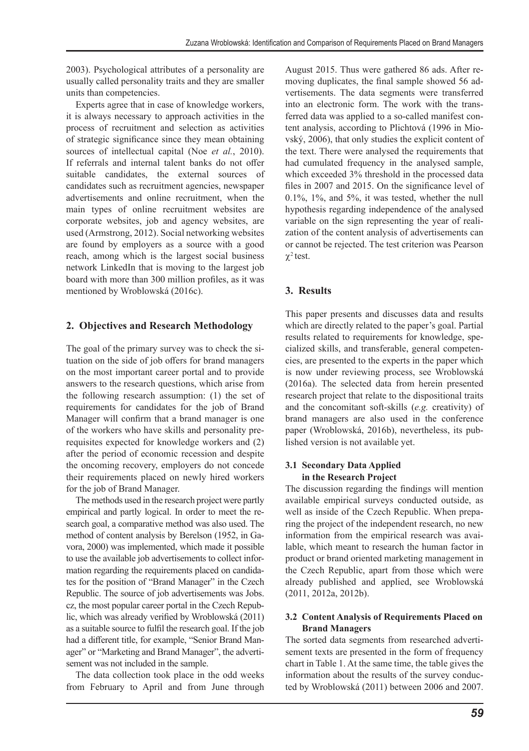2003). Psychological attributes of a personality are usually called personality traits and they are smaller units than competencies.

Experts agree that in case of knowledge workers, it is always necessary to approach activities in the process of recruitment and selection as activities of strategic significance since they mean obtaining sources of intellectual capital (Noe *et al.*, 2010). If referrals and internal talent banks do not offer suitable candidates, the external sources of candidates such as recruitment agencies, newspaper advertisements and online recruitment, when the main types of online recruitment websites are corporate websites, job and agency websites, are used (Armstrong, 2012). Social networking websites are found by employers as a source with a good reach, among which is the largest social business network LinkedIn that is moving to the largest job board with more than 300 million profiles, as it was mentioned by Wroblowská (2016c).

## 2. Objectives and Research Methodology

The goal of the primary survey was to check the situation on the side of job offers for brand managers on the most important career portal and to provide answers to the research questions, which arise from the following research assumption: (1) the set of requirements for candidates for the job of Brand Manager will confirm that a brand manager is one of the workers who have skills and personality prerequisites expected for knowledge workers and (2) after the period of economic recession and despite the oncoming recovery, employers do not concede their requirements placed on newly hired workers for the job of Brand Manager.

The methods used in the research project were partly empirical and partly logical. In order to meet the research goal, a comparative method was also used. The method of content analysis by Berelson (1952, in Gavora, 2000) was implemented, which made it possible to use the available job advertisements to collect information regarding the requirements placed on candidates for the position of "Brand Manager" in the Czech Republic. The source of job advertisements was Jobs.cz, the most popular career portal in the Czech Republic, which was already verified by Wroblowská (2011) as a suitable source to fulfil the research goal. If the job had a different title, for example, "Senior Brand Manager" or "Marketing and Brand Manager", the advertisement was not included in the sample.

The data collection took place in the odd weeks from February to April and from June through August 2015. Thus were gathered 86 ads. After removing duplicates, the final sample showed 56 advertisements. The data segments were transferred into an electronic form. The work with the transferred data was applied to a so-called manifest content analysis, according to Plichtová (1996 in Miovský, 2006), that only studies the explicit content of the text. There were analysed the requirements that had cumulated frequency in the analysed sample, which exceeded 3% threshold in the processed data files in 2007 and 2015. On the significance level of 0.1%, 1%, and 5%, it was tested, whether the null hypothesis regarding independence of the analysed variable on the sign representing the year of realization of the content analysis of advertisements can or cannot be rejected. The test criterion was Pearson $\chi^2$ test.

## 3. Results

This paper presents and discusses data and results which are directly related to the paper's goal. Partial results related to requirements for knowledge, specialized skills, and transferable, general competencies, are presented to the experts in the paper which is now under reviewing process, see Wroblowská (2016a). The selected data from herein presented research project that relate to the dispositional traits and the concomitant soft-skills (*e.g.* creativity) of brand managers are also used in the conference paper (Wroblowská, 2016b), nevertheless, its published version is not available yet.

### 3.1 Secondary Data Applied in the Research Project

The discussion regarding the findings will mention available empirical surveys conducted outside, as well as inside of the Czech Republic. When preparing the project of the independent research, no new information from the empirical research was available, which meant to research the human factor in product or brand oriented marketing management in the Czech Republic, apart from those which were already published and applied, see Wroblowská (2011, 2012a, 2012b).

### 3.2 Content Analysis of Requirements Placed on Brand Managers

The sorted data segments from researched advertisement texts are presented in the form of frequency chart in Table 1. At the same time, the table gives the information about the results of the survey conducted by Wroblowská (2011) between 2006 and 2007.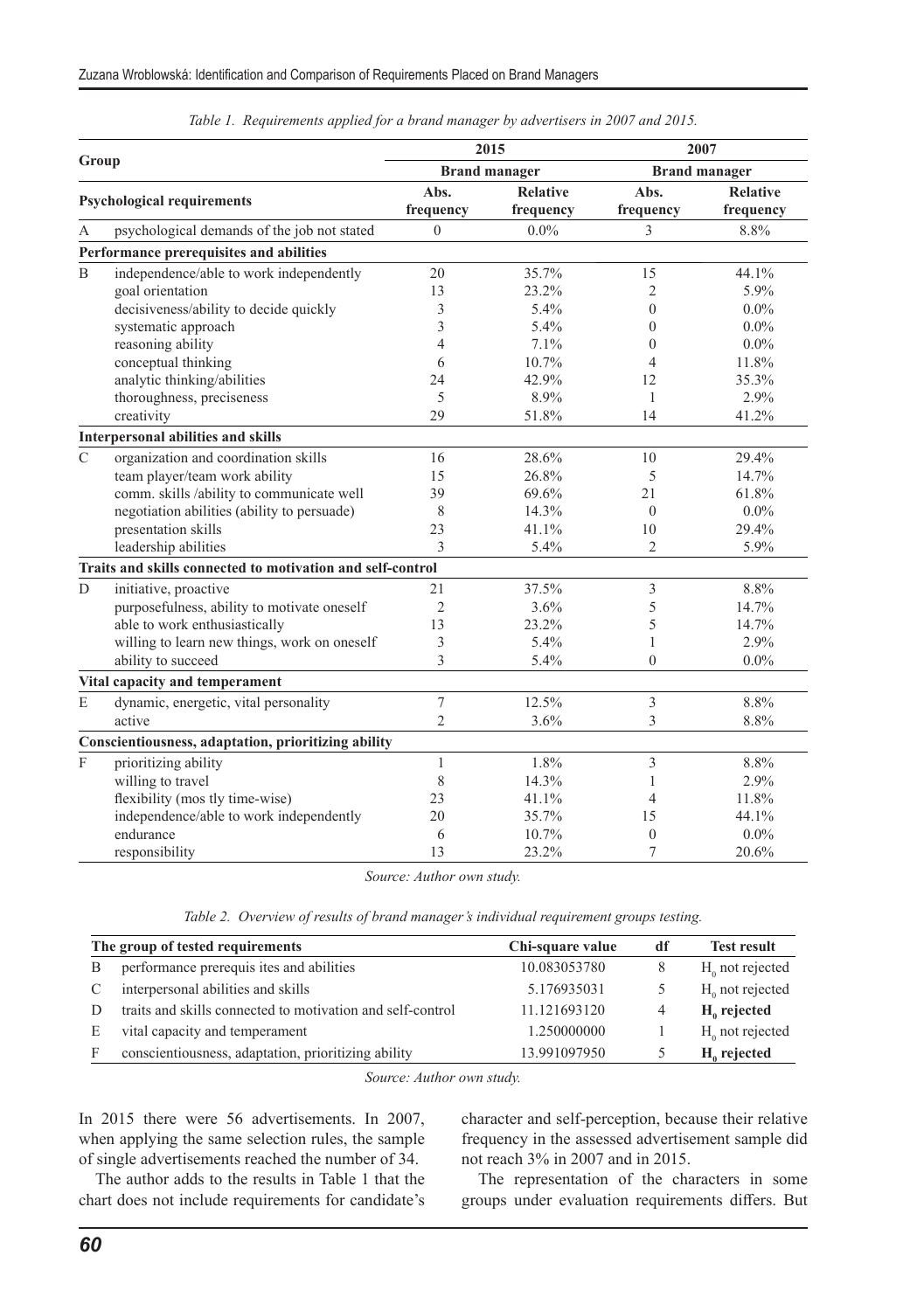*Table 1. Requirements applied for a brand manager by advertisers in 2007 and 2015.*

| Group | | 2015 | | 2007 | |
|---|---|---|---|---|---|
| | | Brand manager | | Brand manager | |
| **Psychological requirements** | | Abs. frequency | Relative frequency | Abs. frequency | Relative frequency |
| A | psychological demands of the job not stated | 0 | 0.0% | 3 | 8.8% |
| **Performance prerequisites and abilities** | | | | | |
| B | independence/able to work independently | 20 | 35.7% | 15 | 44.1% |
| | goal orientation | 13 | 23.2% | 2 | 5.9% |
| | decisiveness/ability to decide quickly | 3 | 5.4% | 0 | 0.0% |
| | systematic approach | 3 | 5.4% | 0 | 0.0% |
| | reasoning ability | 4 | 7.1% | 0 | 0.0% |
| | conceptual thinking | 6 | 10.7% | 4 | 11.8% |
| | analytic thinking/abilities | 24 | 42.9% | 12 | 35.3% |
| | thoroughness, preciseness | 5 | 8.9% | 1 | 2.9% |
| | creativity | 29 | 51.8% | 14 | 41.2% |
| **Interpersonal abilities and skills** | | | | | |
| C | organization and coordination skills | 16 | 28.6% | 10 | 29.4% |
| | team player/team work ability | 15 | 26.8% | 5 | 14.7% |
| | comm. skills /ability to communicate well | 39 | 69.6% | 21 | 61.8% |
| | negotiation abilities (ability to persuade) | 8 | 14.3% | 0 | 0.0% |
| | presentation skills | 23 | 41.1% | 10 | 29.4% |
| | leadership abilities | 3 | 5.4% | 2 | 5.9% |
| **Traits and skills connected to motivation and self-control** | | | | | |
| D | initiative, proactive | 21 | 37.5% | 3 | 8.8% |
| | purposefulness, ability to motivate oneself | 2 | 3.6% | 5 | 14.7% |
| | able to work enthusiastically | 13 | 23.2% | 5 | 14.7% |
| | willing to learn new things, work on oneself | 3 | 5.4% | 1 | 2.9% |
| | ability to succeed | 3 | 5.4% | 0 | 0.0% |
| **Vital capacity and temperament** | | | | | |
| E | dynamic, energetic, vital personality | 7 | 12.5% | 3 | 8.8% |
| | active | 2 | 3.6% | 3 | 8.8% |
| **Conscientiousness, adaptation, prioritizing ability** | | | | | |
| F | prioritizing ability | 1 | 1.8% | 3 | 8.8% |
| | willing to travel | 8 | 14.3% | 1 | 2.9% |
| | flexibility (mos tly time-wise) | 23 | 41.1% | 4 | 11.8% |
| | independence/able to work independently | 20 | 35.7% | 15 | 44.1% |
| | endurance | 6 | 10.7% | 0 | 0.0% |
| | responsibility | 13 | 23.2% | 7 | 20.6% |

*Source: Author own study.*

*Table 2. Overview of results of brand manager's individual requirement groups testing.*

| The group of tested requirements | | Chi-square value | df | Test result |
|---|---|---|---|---|
| B | performance prerequis ites and abilities | 10.083053780 | 8 | $H_0$ not rejected |
| C | interpersonal abilities and skills | 5.176935031 | 5 | $H_0$ not rejected |
| D | traits and skills connected to motivation and self-control | 11.121693120 | 4 | **$H_0$ rejected** |
| E | vital capacity and temperament | 1.250000000 | 1 | $H_0$ not rejected |
| F | conscientiousness, adaptation, prioritizing ability | 13.991097950 | 5 | **$H_0$ rejected** |

*Source: Author own study.*

In 2015 there were 56 advertisements. In 2007, when applying the same selection rules, the sample of single advertisements reached the number of 34.

The author adds to the results in Table 1 that the chart does not include requirements for candidate's character and self-perception, because their relative frequency in the assessed advertisement sample did not reach 3% in 2007 and in 2015.

The representation of the characters in some groups under evaluation requirements differs. But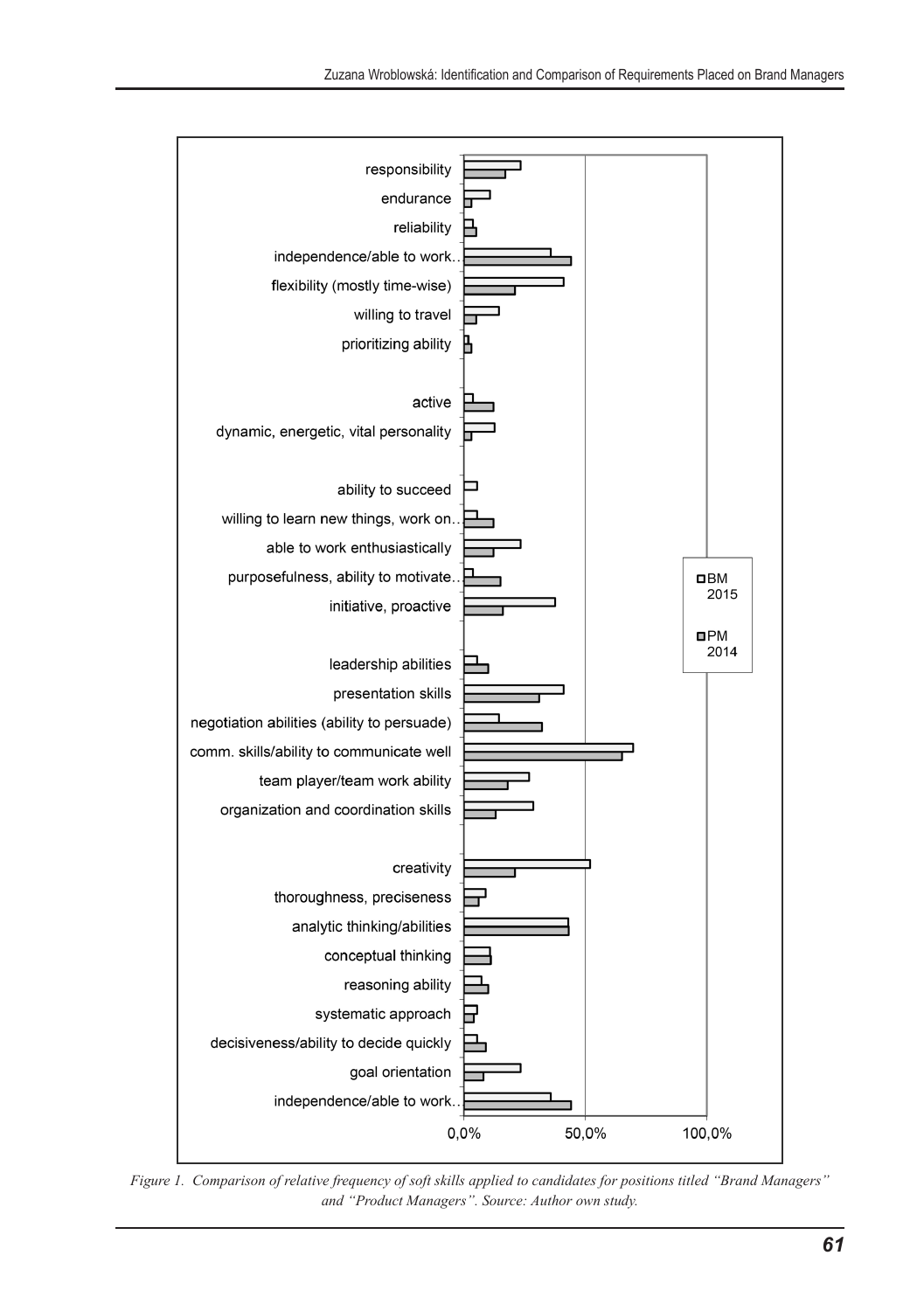Figure 1. Comparison of relative frequency of soft skills applied to candidates for positions titled "Brand Managers" and "Product Managers". Source: Author own study.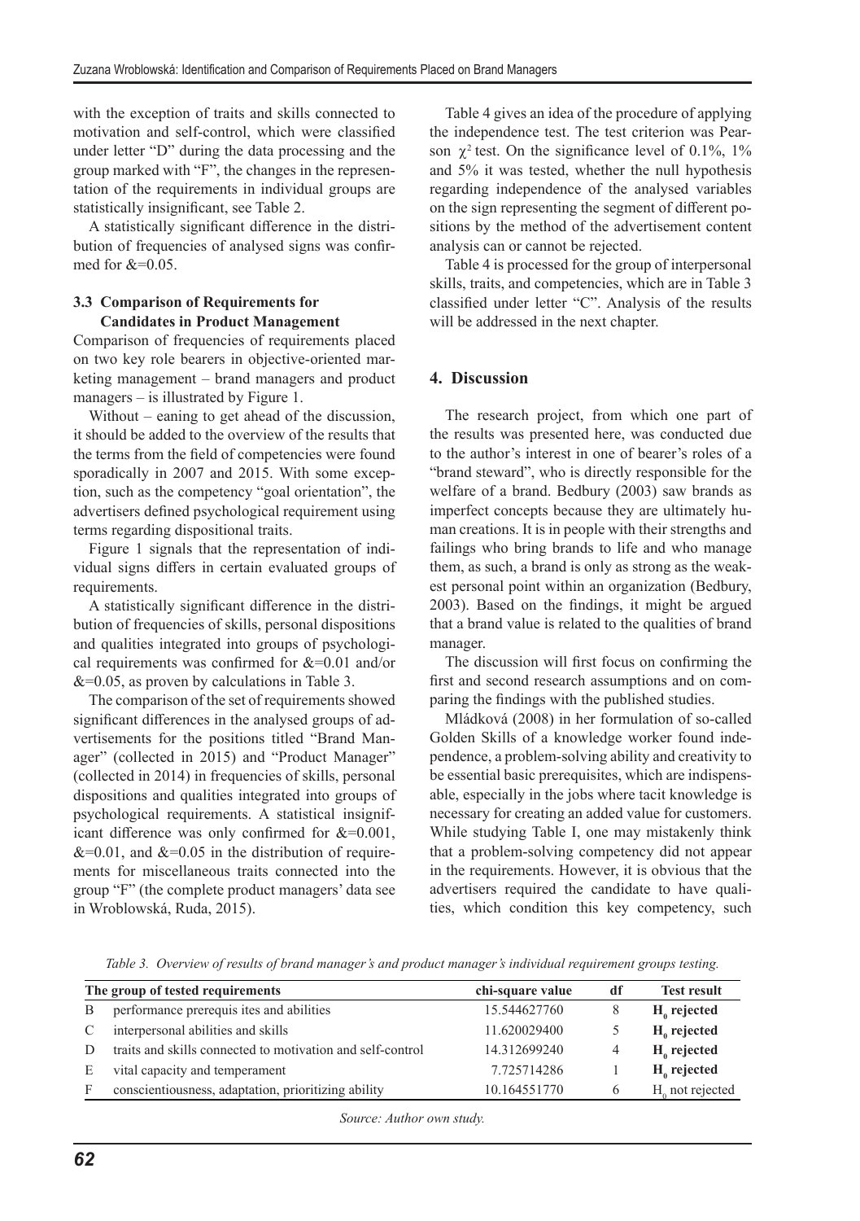with the exception of traits and skills connected to motivation and self-control, which were classified under letter "D" during the data processing and the group marked with "F", the changes in the representation of the requirements in individual groups are statistically insignificant, see Table 2.

A statistically significant difference in the distribution of frequencies of analysed signs was confirmed for &=0.05.

### 3.3 Comparison of Requirements for Candidates in Product Management

Comparison of frequencies of requirements placed on two key role bearers in objective-oriented marketing management – brand managers and product managers – is illustrated by Figure 1.

Without – eaning to get ahead of the discussion, it should be added to the overview of the results that the terms from the field of competencies were found sporadically in 2007 and 2015. With some exception, such as the competency "goal orientation", the advertisers defined psychological requirement using terms regarding dispositional traits.

Figure 1 signals that the representation of individual signs differs in certain evaluated groups of requirements.

A statistically significant difference in the distribution of frequencies of skills, personal dispositions and qualities integrated into groups of psychological requirements was confirmed for &=0.01 and/or &=0.05, as proven by calculations in Table 3.

The comparison of the set of requirements showed significant differences in the analysed groups of advertisements for the positions titled "Brand Manager" (collected in 2015) and "Product Manager" (collected in 2014) in frequencies of skills, personal dispositions and qualities integrated into groups of psychological requirements. A statistical insignificant difference was only confirmed for &=0.001, &=0.01, and &=0.05 in the distribution of requirements for miscellaneous traits connected into the group "F" (the complete product managers' data see in Wroblowská, Ruda, 2015).

Table 4 gives an idea of the procedure of applying the independence test. The test criterion was Pearson $\chi^2$ test. On the significance level of 0.1%, 1% and 5% it was tested, whether the null hypothesis regarding independence of the analysed variables on the sign representing the segment of different positions by the method of the advertisement content analysis can or cannot be rejected.

Table 4 is processed for the group of interpersonal skills, traits, and competencies, which are in Table 3 classified under letter "C". Analysis of the results will be addressed in the next chapter.

## 4. Discussion

The research project, from which one part of the results was presented here, was conducted due to the author's interest in one of bearer's roles of a "brand steward", who is directly responsible for the welfare of a brand. Bedbury (2003) saw brands as imperfect concepts because they are ultimately human creations. It is in people with their strengths and failings who bring brands to life and who manage them, as such, a brand is only as strong as the weakest personal point within an organization (Bedbury, 2003). Based on the findings, it might be argued that a brand value is related to the qualities of brand manager.

The discussion will first focus on confirming the first and second research assumptions and on comparing the findings with the published studies.

Mládková (2008) in her formulation of so-called Golden Skills of a knowledge worker found independence, a problem-solving ability and creativity to be essential basic prerequisites, which are indispensable, especially in the jobs where tacit knowledge is necessary for creating an added value for customers. While studying Table I, one may mistakenly think that a problem-solving competency did not appear in the requirements. However, it is obvious that the advertisers required the candidate to have qualities, which condition this key competency, such

*Table 3. Overview of results of brand manager's and product manager's individual requirement groups testing.*

| | The group of tested requirements | chi-square value | df | Test result |
|---|---|---|---|---|
| B | performance prerequis ites and abilities | 15.544627760 | 8 | **$H_0$ rejected** |
| C | interpersonal abilities and skills | 11.620029400 | 5 | **$H_0$ rejected** |
| D | traits and skills connected to motivation and self-control | 14.312699240 | 4 | **$H_0$ rejected** |
| E | vital capacity and temperament | 7.725714286 | 1 | **$H_0$ rejected** |
| F | conscientiousness, adaptation, prioritizing ability | 10.164551770 | 6 | $H_0$ not rejected |

*Source: Author own study.*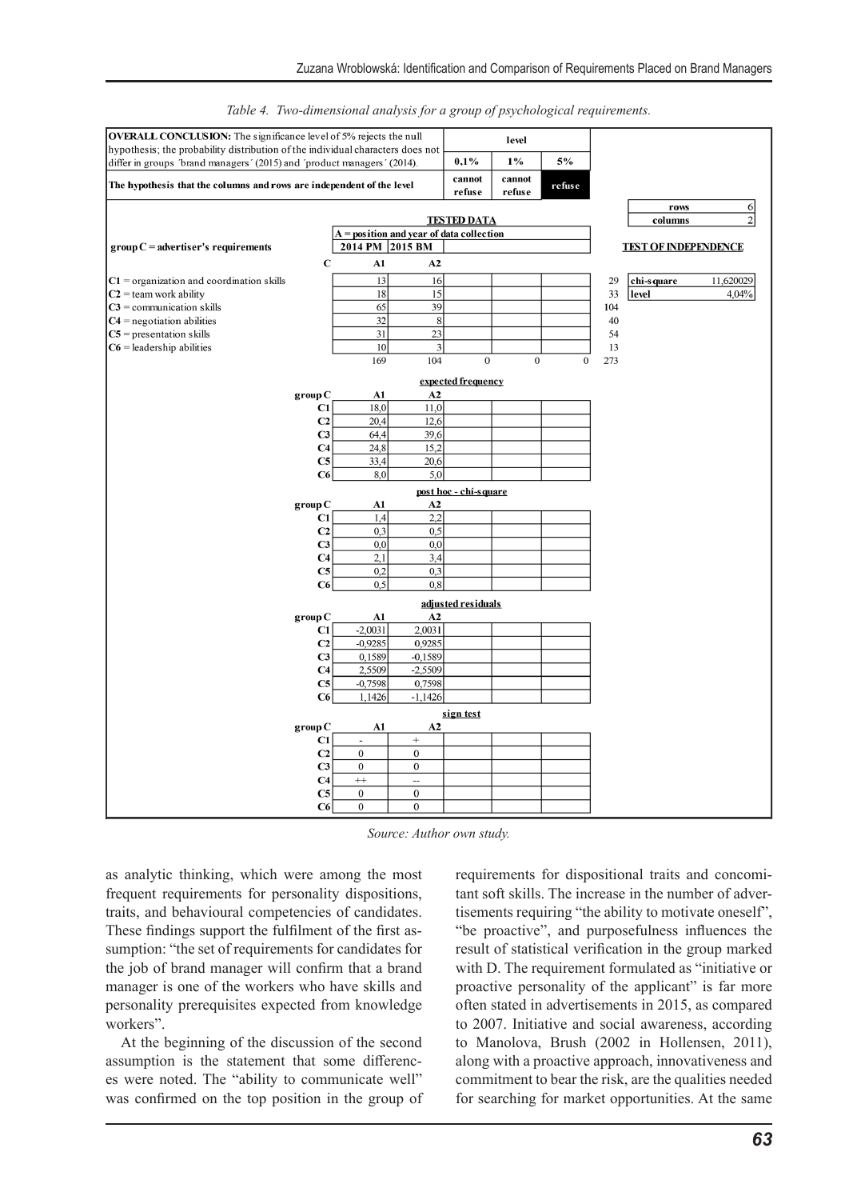*Table 4. Two-dimensional analysis for a group of psychological requirements.*

**OVERALL CONCLUSION:** The significance level of 5% rejects the null hypothesis; the probability distribution of the individual characters does not differ in groups ´brand managers´ (2015) and ´product managers´ (2014).

| | level | | |
|---|---|---|---|
| | 0,1% | 1% | 5% |
| The hypothesis that the columns and rows are independent of the level | cannot refuse | cannot refuse | refuse |

| | |
|---|---|
| rows | 6 |
| columns | 2 |

**TESTED DATA**

A = position and year of data collection

| group C = advertiser's requirements | 2014 PM (A1) | 2015 BM (A2) | | | | |
|---|---|---|---|---|---|---|
| C1 = organization and coordination skills | 13 | 16 | | | | 29 |
| C2 = team work ability | 18 | 15 | | | | 33 |
| C3 = communication skills | 65 | 39 | | | | 104 |
| C4 = negotiation abilities | 32 | 8 | | | | 40 |
| C5 = presentation skills | 31 | 23 | | | | 54 |
| C6 = leadership abilities | 10 | 3 | | | | 13 |
| | 169 | 104 | 0 | 0 | 0 | 273 |

**TEST OF INDEPENDENCE**

| | |
|---|---|
| chi-square | 11,620029 |
| level | 4,04% |

**expected frequency**

| group C | A1 | A2 |
|---|---|---|
| C1 | 18,0 | 11,0 |
| C2 | 20,4 | 12,6 |
| C3 | 64,4 | 39,6 |
| C4 | 24,8 | 15,2 |
| C5 | 33,4 | 20,6 |
| C6 | 8,0 | 5,0 |

**post hoc - chí-square**

| group C | A1 | A2 |
|---|---|---|
| C1 | 1,4 | 2,2 |
| C2 | 0,3 | 0,5 |
| C3 | 0,0 | 0,0 |
| C4 | 2,1 | 3,4 |
| C5 | 0,2 | 0,3 |
| C6 | 0,5 | 0,8 |

**adjusted residuals**

| group C | A1 | A2 |
|---|---|---|
| C1 | -2,0031 | 2,0031 |
| C2 | -0,9285 | 0,9285 |
| C3 | 0,1589 | -0,1589 |
| C4 | 2,5509 | -2,5509 |
| C5 | -0,7598 | 0,7598 |
| C6 | 1,1426 | -1,1426 |

**sign test**

| group C | A1 | A2 |
|---|---|---|
| C1 | - | + |
| C2 | 0 | 0 |
| C3 | 0 | 0 |
| C4 | ++ | -- |
| C5 | 0 | 0 |
| C6 | 0 | 0 |

*Source: Author own study.*

as analytic thinking, which were among the most frequent requirements for personality dispositions, traits, and behavioural competencies of candidates. These findings support the fulfilment of the first assumption: "the set of requirements for candidates for the job of brand manager will confirm that a brand manager is one of the workers who have skills and personality prerequisites expected from knowledge workers".

At the beginning of the discussion of the second assumption is the statement that some differences were noted. The "ability to communicate well" was confirmed on the top position in the group of requirements for dispositional traits and concomitant soft skills. The increase in the number of advertisements requiring "the ability to motivate oneself", "be proactive", and purposefulness influences the result of statistical verification in the group marked with D. The requirement formulated as "initiative or proactive personality of the applicant" is far more often stated in advertisements in 2015, as compared to 2007. Initiative and social awareness, according to Manolova, Brush (2002 in Hollensen, 2011), along with a proactive approach, innovativeness and commitment to bear the risk, are the qualities needed for searching for market opportunities. At the same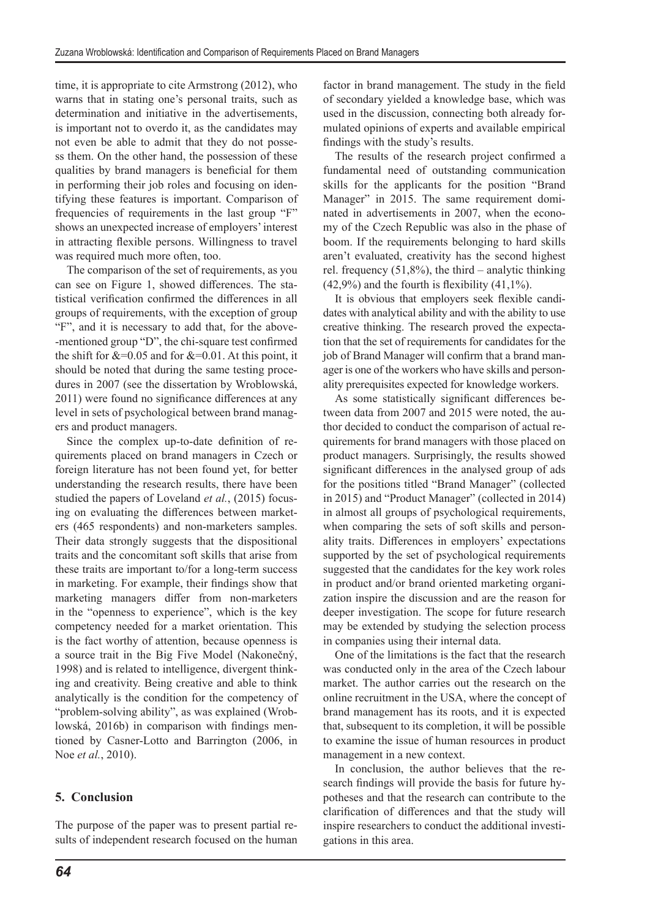time, it is appropriate to cite Armstrong (2012), who warns that in stating one's personal traits, such as determination and initiative in the advertisements, is important not to overdo it, as the candidates may not even be able to admit that they do not possess them. On the other hand, the possession of these qualities by brand managers is beneficial for them in performing their job roles and focusing on identifying these features is important. Comparison of frequencies of requirements in the last group "F" shows an unexpected increase of employers' interest in attracting flexible persons. Willingness to travel was required much more often, too.

The comparison of the set of requirements, as you can see on Figure 1, showed differences. The statistical verification confirmed the differences in all groups of requirements, with the exception of group "F", and it is necessary to add that, for the above-mentioned group "D", the chi-square test confirmed the shift for &=0.05 and for &=0.01. At this point, it should be noted that during the same testing procedures in 2007 (see the dissertation by Wroblowská, 2011) were found no significance differences at any level in sets of psychological between brand managers and product managers.

Since the complex up-to-date definition of requirements placed on brand managers in Czech or foreign literature has not been found yet, for better understanding the research results, there have been studied the papers of Loveland *et al.*, (2015) focusing on evaluating the differences between marketers (465 respondents) and non-marketers samples. Their data strongly suggests that the dispositional traits and the concomitant soft skills that arise from these traits are important to/for a long-term success in marketing. For example, their findings show that marketing managers differ from non-marketers in the "openness to experience", which is the key competency needed for a market orientation. This is the fact worthy of attention, because openness is a source trait in the Big Five Model (Nakonečný, 1998) and is related to intelligence, divergent thinking and creativity. Being creative and able to think analytically is the condition for the competency of "problem-solving ability", as was explained (Wroblowská, 2016b) in comparison with findings mentioned by Casner-Lotto and Barrington (2006, in Noe *et al.*, 2010).

## 5. Conclusion

The purpose of the paper was to present partial results of independent research focused on the human factor in brand management. The study in the field of secondary yielded a knowledge base, which was used in the discussion, connecting both already formulated opinions of experts and available empirical findings with the study's results.

The results of the research project confirmed a fundamental need of outstanding communication skills for the applicants for the position "Brand Manager" in 2015. The same requirement dominated in advertisements in 2007, when the economy of the Czech Republic was also in the phase of boom. If the requirements belonging to hard skills aren't evaluated, creativity has the second highest rel. frequency (51,8%), the third – analytic thinking (42,9%) and the fourth is flexibility (41,1%).

It is obvious that employers seek flexible candidates with analytical ability and with the ability to use creative thinking. The research proved the expectation that the set of requirements for candidates for the job of Brand Manager will confirm that a brand manager is one of the workers who have skills and personality prerequisites expected for knowledge workers.

As some statistically significant differences between data from 2007 and 2015 were noted, the author decided to conduct the comparison of actual requirements for brand managers with those placed on product managers. Surprisingly, the results showed significant differences in the analysed group of ads for the positions titled "Brand Manager" (collected in 2015) and "Product Manager" (collected in 2014) in almost all groups of psychological requirements, when comparing the sets of soft skills and personality traits. Differences in employers' expectations supported by the set of psychological requirements suggested that the candidates for the key work roles in product and/or brand oriented marketing organization inspire the discussion and are the reason for deeper investigation. The scope for future research may be extended by studying the selection process in companies using their internal data.

One of the limitations is the fact that the research was conducted only in the area of the Czech labour market. The author carries out the research on the online recruitment in the USA, where the concept of brand management has its roots, and it is expected that, subsequent to its completion, it will be possible to examine the issue of human resources in product management in a new context.

In conclusion, the author believes that the research findings will provide the basis for future hypotheses and that the research can contribute to the clarification of differences and that the study will inspire researchers to conduct the additional investigations in this area.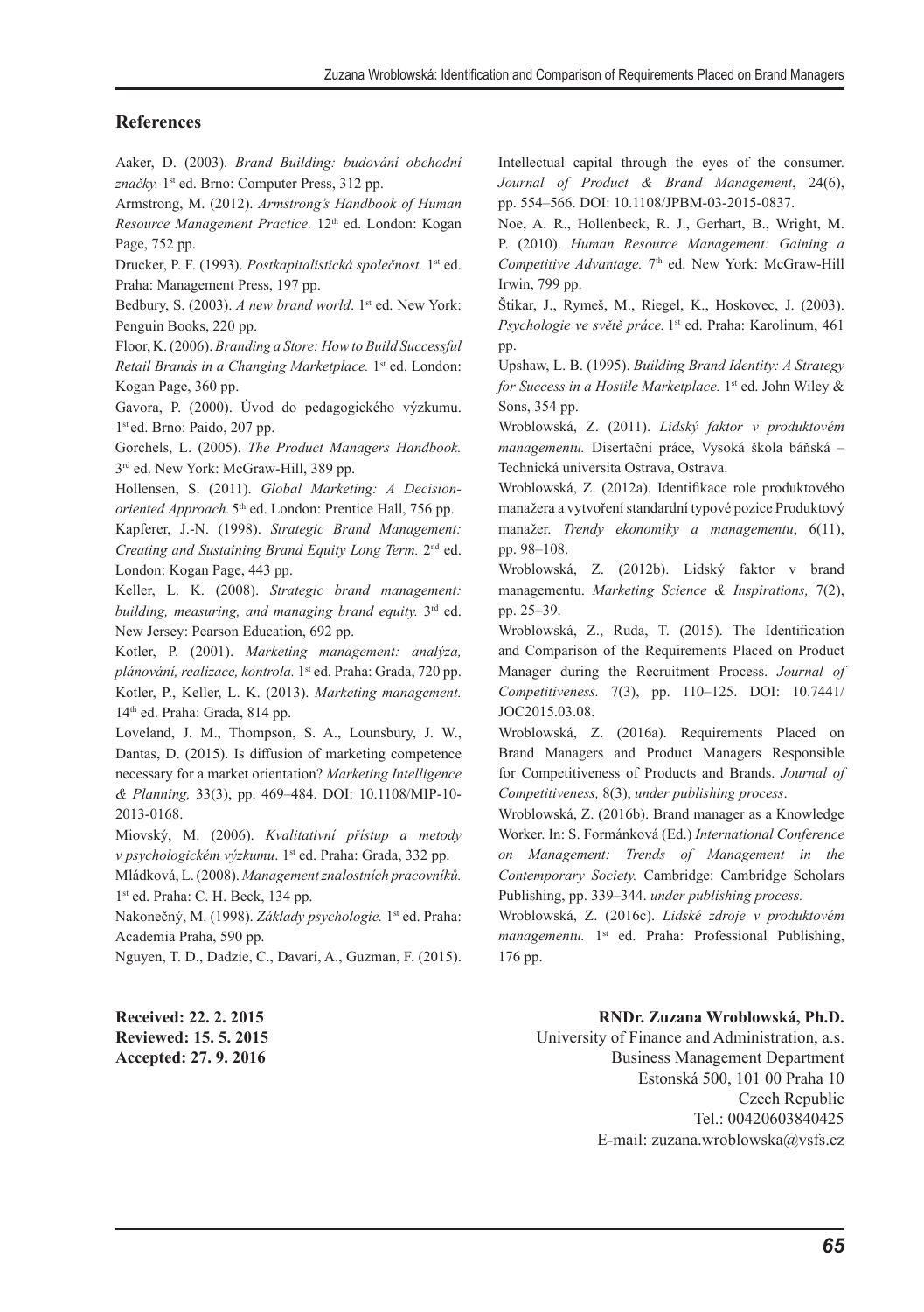## References

Aaker, D. (2003). *Brand Building: budování obchodní značky.* 1st ed. Brno: Computer Press, 312 pp.

Armstrong, M. (2012). *Armstrong's Handbook of Human Resource Management Practice.* 12th ed. London: Kogan Page, 752 pp.

Drucker, P. F. (1993). *Postkapitalistická společnost.* 1st ed. Praha: Management Press, 197 pp.

Bedbury, S. (2003). *A new brand world*. 1st ed. New York: Penguin Books, 220 pp.

Floor, K. (2006). *Branding a Store: How to Build Successful Retail Brands in a Changing Marketplace.* 1st ed. London: Kogan Page, 360 pp.

Gavora, P. (2000). Úvod do pedagogického výzkumu. 1st ed. Brno: Paido, 207 pp.

Gorchels, L. (2005). *The Product Managers Handbook.* 3rd ed. New York: McGraw-Hill, 389 pp.

Hollensen, S. (2011). *Global Marketing: A Decision-oriented Approach.* 5th ed. London: Prentice Hall, 756 pp.

Kapferer, J.-N. (1998). *Strategic Brand Management: Creating and Sustaining Brand Equity Long Term.* 2nd ed. London: Kogan Page, 443 pp.

Keller, L. K. (2008). *Strategic brand management: building, measuring, and managing brand equity.* 3rd ed. New Jersey: Pearson Education, 692 pp.

Kotler, P. (2001). *Marketing management: analýza, plánování, realizace, kontrola.* 1st ed. Praha: Grada, 720 pp.

Kotler, P., Keller, L. K. (2013). *Marketing management.* 14th ed. Praha: Grada, 814 pp.

Loveland, J. M., Thompson, S. A., Lounsbury, J. W., Dantas, D. (2015). Is diffusion of marketing competence necessary for a market orientation? *Marketing Intelligence & Planning,* 33(3), pp. 469–484. DOI: 10.1108/MIP-10-2013-0168.

Miovský, M. (2006). *Kvalitativní přístup a metody v psychologickém výzkumu*. 1st ed. Praha: Grada, 332 pp.

Mládková, L. (2008). *Management znalostních pracovníků.* 1st ed. Praha: C. H. Beck, 134 pp.

Nakonečný, M. (1998). *Základy psychologie.* 1st ed. Praha: Academia Praha, 590 pp.

Nguyen, T. D., Dadzie, C., Davari, A., Guzman, F. (2015). Intellectual capital through the eyes of the consumer. *Journal of Product & Brand Management*, 24(6), pp. 554–566. DOI: 10.1108/JPBM-03-2015-0837.

Noe, A. R., Hollenbeck, R. J., Gerhart, B., Wright, M. P. (2010). *Human Resource Management: Gaining a Competitive Advantage.* 7th ed. New York: McGraw-Hill Irwin, 799 pp.

Štikar, J., Rymeš, M., Riegel, K., Hoskovec, J. (2003). *Psychologie ve světě práce.* 1st ed. Praha: Karolinum, 461 pp.

Upshaw, L. B. (1995). *Building Brand Identity: A Strategy for Success in a Hostile Marketplace.* 1st ed. John Wiley & Sons, 354 pp.

Wroblowská, Z. (2011). *Lidský faktor v produktovém managementu.* Disertační práce, Vysoká škola báňská – Technická universita Ostrava, Ostrava.

Wroblowská, Z. (2012a). Identifikace role produktového manažera a vytvoření standardní typové pozice Produktový manažer. *Trendy ekonomiky a managementu*, 6(11), pp. 98–108.

Wroblowská, Z. (2012b). Lidský faktor v brand managementu. *Marketing Science & Inspirations,* 7(2), pp. 25–39.

Wroblowská, Z., Ruda, T. (2015). The Identification and Comparison of the Requirements Placed on Product Manager during the Recruitment Process. *Journal of Competitiveness.* 7(3), pp. 110–125. DOI: 10.7441/ JOC2015.03.08.

Wroblowská, Z. (2016a). Requirements Placed on Brand Managers and Product Managers Responsible for Competitiveness of Products and Brands. *Journal of Competitiveness,* 8(3), *under publishing process*.

Wroblowská, Z. (2016b). Brand manager as a Knowledge Worker. In: S. Formánková (Ed.) *International Conference on Management: Trends of Management in the Contemporary Society.* Cambridge: Cambridge Scholars Publishing, pp. 339–344. *under publishing process.*

Wroblowská, Z. (2016c). *Lidské zdroje v produktovém managementu.* 1st ed. Praha: Professional Publishing, 176 pp.

**Received: 22. 2. 2015**
**Reviewed: 15. 5. 2015**
**Accepted: 27. 9. 2016**

**RNDr. Zuzana Wroblowská, Ph.D.**
University of Finance and Administration, a.s.
Business Management Department
Estonská 500, 101 00 Praha 10
Czech Republic
Tel.: 00420603840425
E-mail: zuzana.wroblowska@vsfs.cz